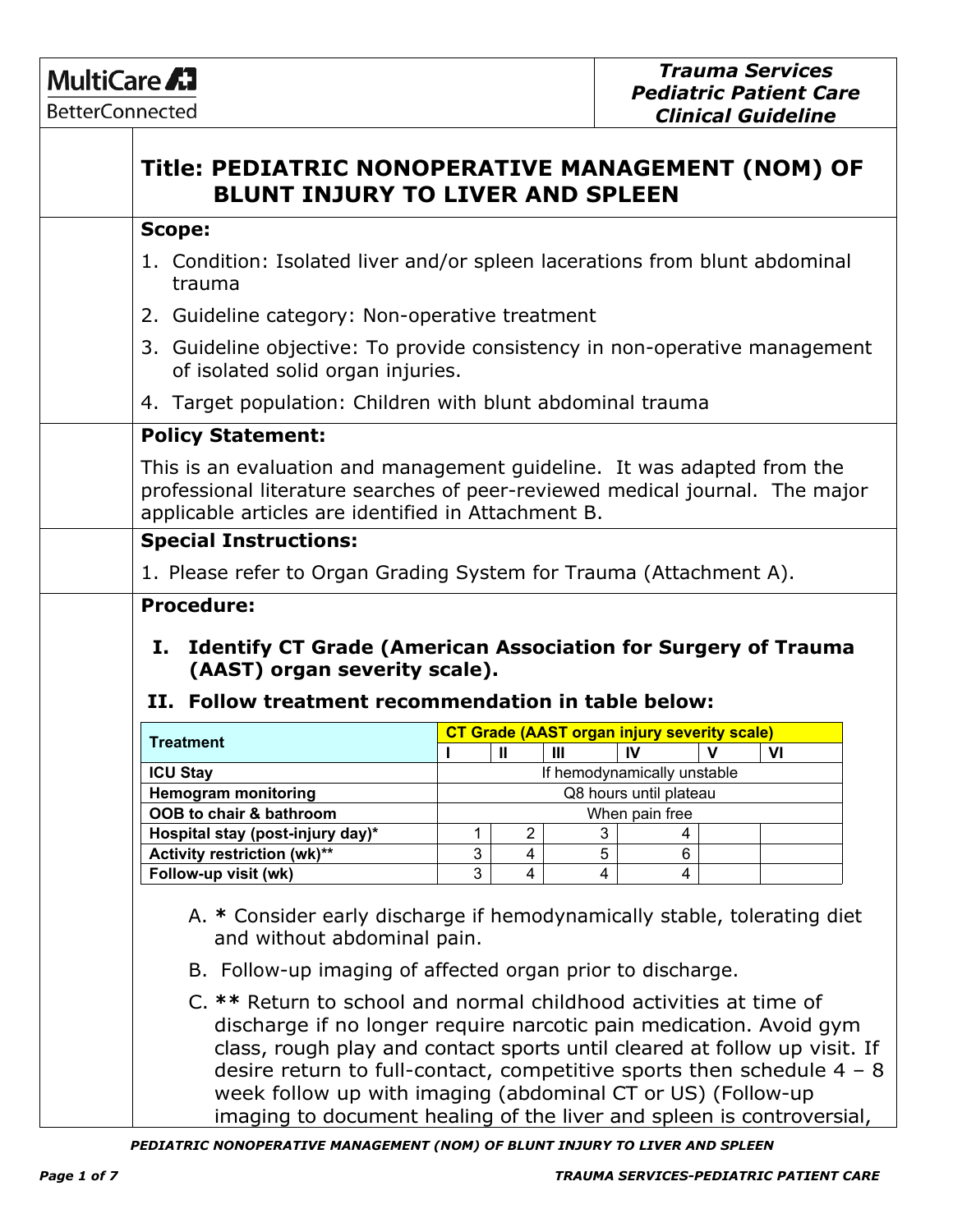MultiCare BetterConnected

***Trauma Services Pediatric Patient Care Clinical Guideline***

# Title: PEDIATRIC NONOPERATIVE MANAGEMENT (NOM) OF BLUNT INJURY TO LIVER AND SPLEEN

## Scope:

1. Condition: Isolated liver and/or spleen lacerations from blunt abdominal trauma
2. Guideline category: Non-operative treatment
3. Guideline objective: To provide consistency in non-operative management of isolated solid organ injuries.
4. Target population: Children with blunt abdominal trauma

## Policy Statement:

This is an evaluation and management guideline. It was adapted from the professional literature searches of peer-reviewed medical journal. The major applicable articles are identified in Attachment B.

## Special Instructions:

1. Please refer to Organ Grading System for Trauma (Attachment A).

## Procedure:

### I. Identify CT Grade (American Association for Surgery of Trauma (AAST) organ severity scale).

### II. Follow treatment recommendation in table below:

| Treatment | CT Grade (AAST organ injury severity scale) | | | | | |
|---|---|---|---|---|---|---|
| | I | II | III | IV | V | VI |
| **ICU Stay** | If hemodynamically unstable | | | | | |
| **Hemogram monitoring** | Q8 hours until plateau | | | | | |
| **OOB to chair & bathroom** | When pain free | | | | | |
| **Hospital stay (post-injury day)*** | 1 | 2 | 3 | 4 | | |
| **Activity restriction (wk)**** | 3 | 4 | 5 | 6 | | |
| **Follow-up visit (wk)** | 3 | 4 | 4 | 4 | | |

A. * Consider early discharge if hemodynamically stable, tolerating diet and without abdominal pain.

B. Follow-up imaging of affected organ prior to discharge.

C. ** Return to school and normal childhood activities at time of discharge if no longer require narcotic pain medication. Avoid gym class, rough play and contact sports until cleared at follow up visit. If desire return to full-contact, competitive sports then schedule 4 – 8 week follow up with imaging (abdominal CT or US) (Follow-up imaging to document healing of the liver and spleen is controversial,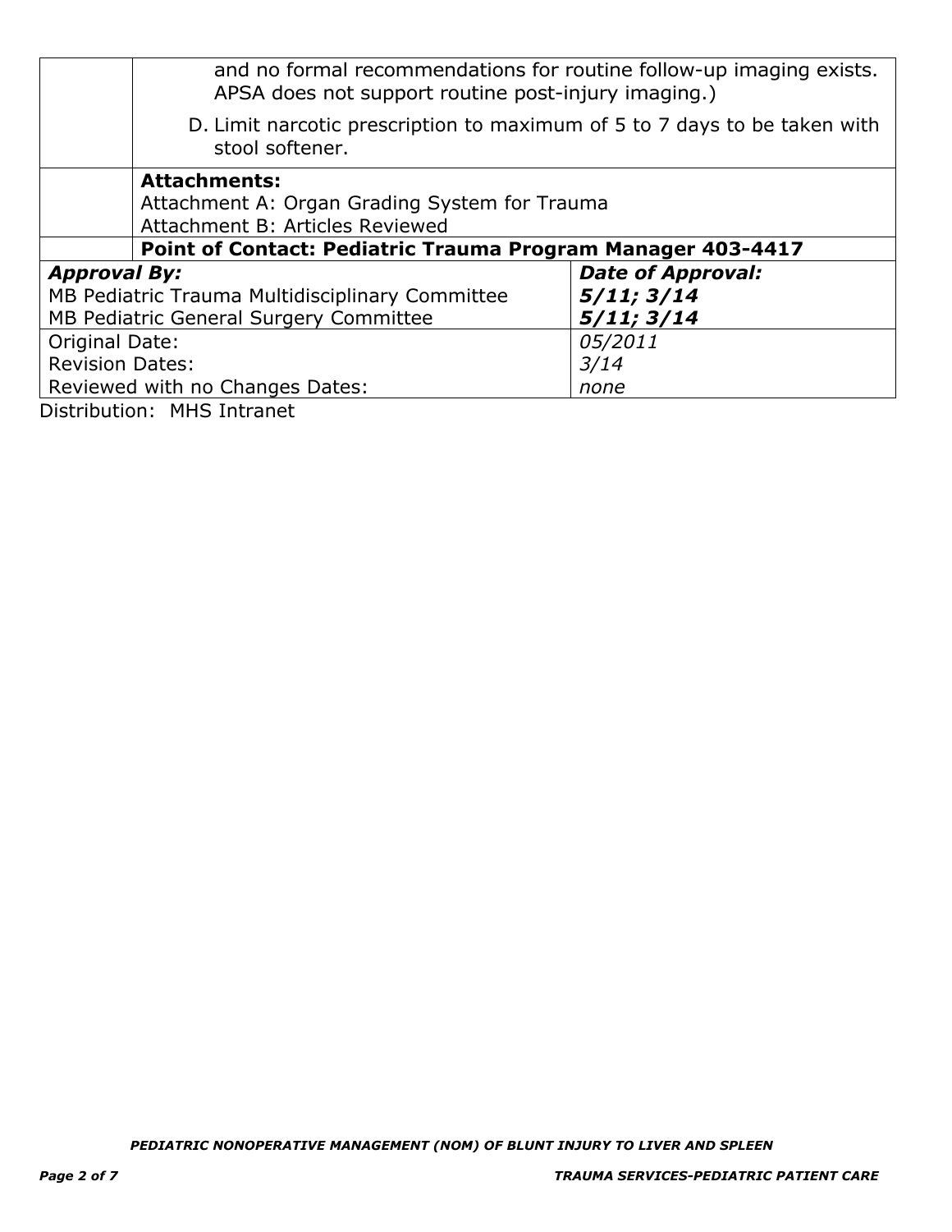| | |
|---|---|
| | and no formal recommendations for routine follow-up imaging exists. APSA does not support routine post-injury imaging.)<br><br>D. Limit narcotic prescription to maximum of 5 to 7 days to be taken with stool softener. |
| | **Attachments:**<br>Attachment A: Organ Grading System for Trauma<br>Attachment B: Articles Reviewed |
| | **Point of Contact: Pediatric Trauma Program Manager 403-4417** |

| ***Approval By:*** | ***Date of Approval:*** |
|---|---|
| MB Pediatric Trauma Multidisciplinary Committee | ***5/11; 3/14*** |
| MB Pediatric General Surgery Committee | ***5/11; 3/14*** |
| Original Date: | *05/2011* |
| Revision Dates: | *3/14* |
| Reviewed with no Changes Dates: | *none* |

Distribution: MHS Intranet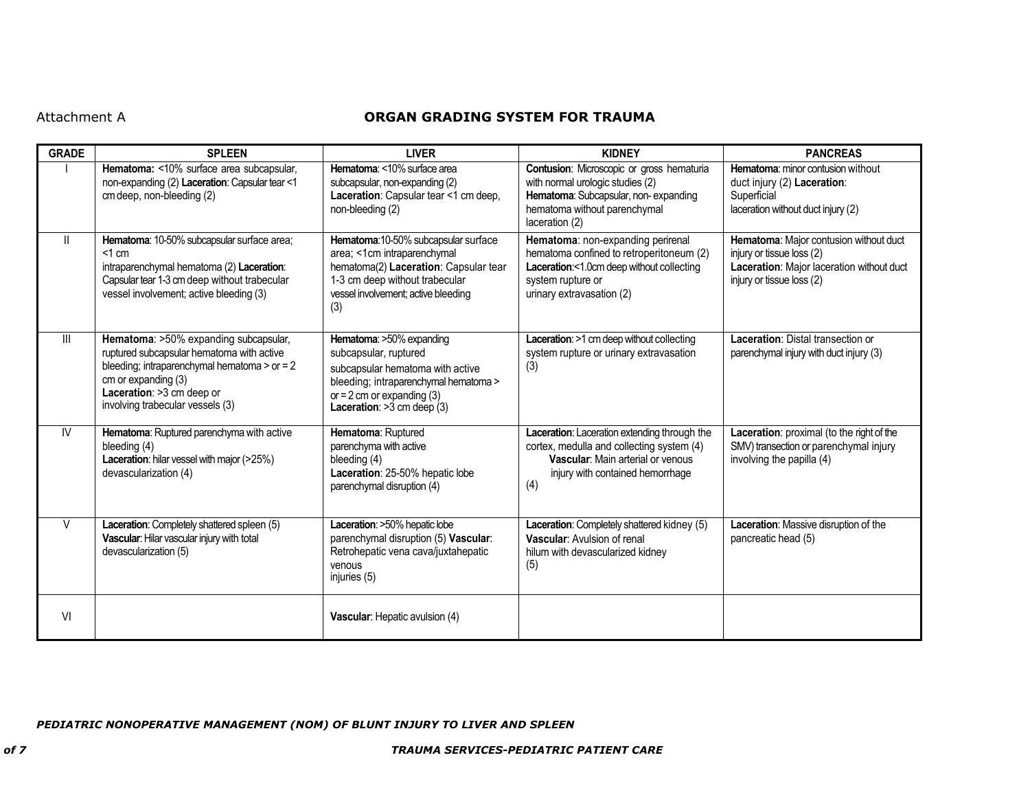Attachment A

## ORGAN GRADING SYSTEM FOR TRAUMA

| GRADE | SPLEEN | LIVER | KIDNEY | PANCREAS |
|---|---|---|---|---|
| I | **Hematoma:** <10% surface area subcapsular, non-expanding (2) **Laceration**: Capsular tear <1 cm deep, non-bleeding (2) | **Hematoma**: <10% surface area subcapsular, non-expanding (2) **Laceration**: Capsular tear <1 cm deep, non-bleeding (2) | **Contusion**: Microscopic or gross hematuria with normal urologic studies (2) **Hematoma**: Subcapsular, non- expanding hematoma without parenchymal laceration (2) | **Hematoma**: minor contusion without duct injury (2) **Laceration**: Superficial laceration without duct injury (2) |
| II | **Hematoma**: 10-50% subcapsular surface area; <1 cm intraparenchymal hematoma (2) **Laceration**: Capsular tear 1-3 cm deep without trabecular vessel involvement; active bleeding (3) | **Hematoma**:10-50% subcapsular surface area; <1cm intraparenchymal hematoma(2) **Laceration**: Capsular tear 1-3 cm deep without trabecular vessel involvement; active bleeding (3) | **Hematoma**: non-expanding perirenal hematoma confined to retroperitoneum (2) **Laceration**:<1.0cm deep without collecting system rupture or urinary extravasation (2) | **Hematoma**: Major contusion without duct injury or tissue loss (2) **Laceration**: Major laceration without duct injury or tissue loss (2) |
| III | **Hematoma**: >50% expanding subcapsular, ruptured subcapsular hematoma with active bleeding; intraparenchymal hematoma > or = 2 cm or expanding (3) **Laceration**: >3 cm deep or involving trabecular vessels (3) | **Hematoma**: >50% expanding subcapsular, ruptured subcapsular hematoma with active bleeding; intraparenchymal hematoma > or = 2 cm or expanding (3) **Laceration**: >3 cm deep (3) | **Laceration**: >1 cm deep without collecting system rupture or urinary extravasation (3) | **Laceration**: Distal transection or parenchymal injury with duct injury (3) |
| IV | **Hematoma**: Ruptured parenchyma with active bleeding (4) **Laceration**: hilar vessel with major (>25%) devascularization (4) | **Hematoma**: Ruptured parenchyma with active bleeding (4) **Laceration**: 25-50% hepatic lobe parenchymal disruption (4) | **Laceration**: Laceration extending through the cortex, medulla and collecting system (4) **Vascular**: Main arterial or venous injury with contained hemorrhage (4) | **Laceration**: proximal (to the right of the SMV) transection or parenchymal injury involving the papilla (4) |
| V | **Laceration**: Completely shattered spleen (5) **Vascular**: Hilar vascular injury with total devascularization (5) | **Laceration**: >50% hepatic lobe parenchymal disruption (5) **Vascular**: Retrohepatic vena cava/juxtahepatic venous injuries (5) | **Laceration**: Completely shattered kidney (5) **Vascular**: Avulsion of renal hilum with devascularized kidney (5) | **Laceration**: Massive disruption of the pancreatic head (5) |
| VI | | **Vascular**: Hepatic avulsion (4) | | |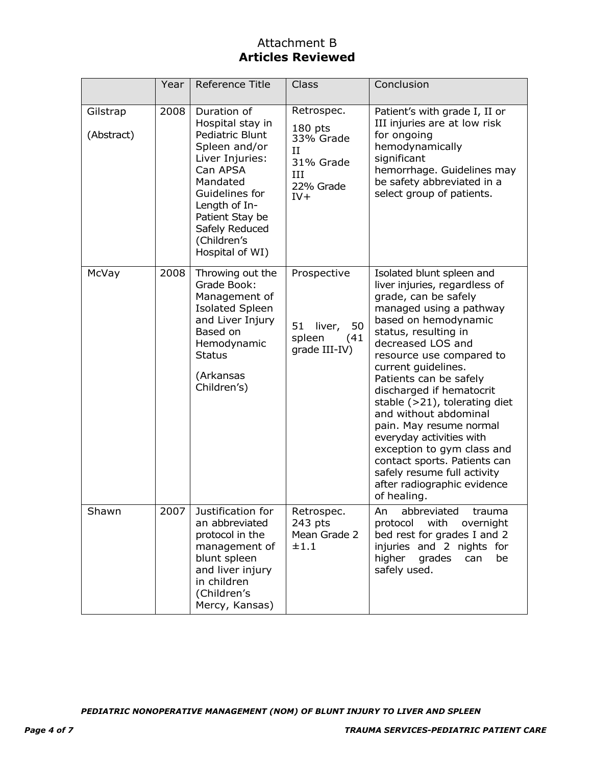# Attachment B
## Articles Reviewed

| | Year | Reference Title | Class | Conclusion |
|---|---|---|---|---|
| Gilstrap (Abstract) | 2008 | Duration of Hospital stay in Pediatric Blunt Spleen and/or Liver Injuries: Can APSA Mandated Guidelines for Length of In-Patient Stay be Safely Reduced (Children's Hospital of WI) | Retrospec. 180 pts 33% Grade II 31% Grade III 22% Grade IV+ | Patient's with grade I, II or III injuries are at low risk for ongoing hemodynamically significant hemorrhage. Guidelines may be safety abbreviated in a select group of patients. |
| McVay | 2008 | Throwing out the Grade Book: Management of Isolated Spleen and Liver Injury Based on Hemodynamic Status (Arkansas Children's) | Prospective 51 liver, 50 spleen (41 grade III-IV) | Isolated blunt spleen and liver injuries, regardless of grade, can be safely managed using a pathway based on hemodynamic status, resulting in decreased LOS and resource use compared to current guidelines. Patients can be safely discharged if hematocrit stable (>21), tolerating diet and without abdominal pain. May resume normal everyday activities with exception to gym class and contact sports. Patients can safely resume full activity after radiographic evidence of healing. |
| Shawn | 2007 | Justification for an abbreviated protocol in the management of blunt spleen and liver injury in children (Children's Mercy, Kansas) | Retrospec. 243 pts Mean Grade 2 ±1.1 | An abbreviated trauma protocol with overnight bed rest for grades I and 2 injuries and 2 nights for higher grades can be safely used. |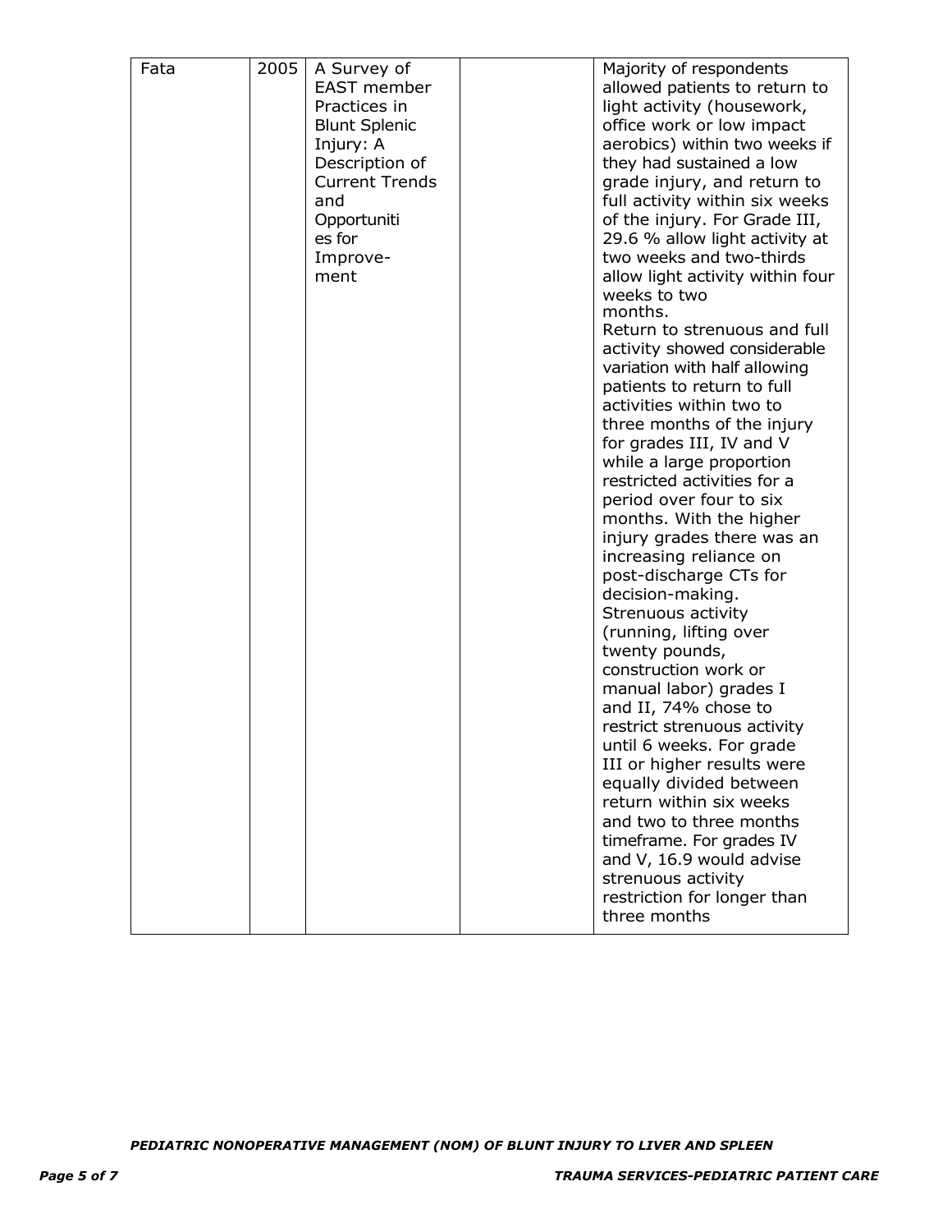| Fata | 2005 | A Survey of EAST member Practices in Blunt Splenic Injury: A Description of Current Trends and Opportunities for Improvement | | Majority of respondents allowed patients to return to light activity (housework, office work or low impact aerobics) within two weeks if they had sustained a low grade injury, and return to full activity within six weeks of the injury. For Grade III, 29.6 % allow light activity at two weeks and two-thirds allow light activity within four weeks to two months. Return to strenuous and full activity showed considerable variation with half allowing patients to return to full activities within two to three months of the injury for grades III, IV and V while a large proportion restricted activities for a period over four to six months. With the higher injury grades there was an increasing reliance on post-discharge CTs for decision-making. Strenuous activity (running, lifting over twenty pounds, construction work or manual labor) grades I and II, 74% chose to restrict strenuous activity until 6 weeks. For grade III or higher results were equally divided between return within six weeks and two to three months timeframe. For grades IV and V, 16.9 would advise strenuous activity restriction for longer than three months |
|---|---|---|---|---|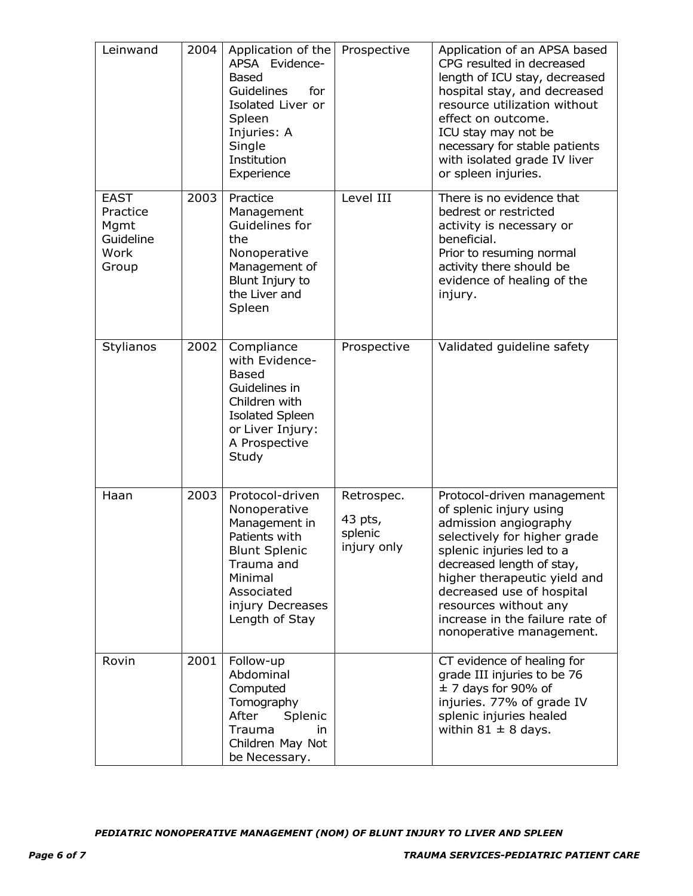| Leinwand | 2004 | Application of the APSA Evidence-Based Guidelines for Isolated Liver or Spleen Injuries: A Single Institution Experience | Prospective | Application of an APSA based CPG resulted in decreased length of ICU stay, decreased hospital stay, and decreased resource utilization without effect on outcome.<br>ICU stay may not be necessary for stable patients with isolated grade IV liver or spleen injuries. |
|---|---|---|---|---|
| EAST Practice Mgmt Guideline Work Group | 2003 | Practice Management Guidelines for the Nonoperative Management of Blunt Injury to the Liver and Spleen | Level III | There is no evidence that bedrest or restricted activity is necessary or beneficial.<br>Prior to resuming normal activity there should be evidence of healing of the injury. |
| Stylianos | 2002 | Compliance with Evidence-Based Guidelines in Children with Isolated Spleen or Liver Injury: A Prospective Study | Prospective | Validated guideline safety |
| Haan | 2003 | Protocol-driven Nonoperative Management in Patients with Blunt Splenic Trauma and Minimal Associated injury Decreases Length of Stay | Retrospec.<br>43 pts, splenic injury only | Protocol-driven management of splenic injury using admission angiography selectively for higher grade splenic injuries led to a decreased length of stay, higher therapeutic yield and decreased use of hospital resources without any increase in the failure rate of nonoperative management. |
| Rovin | 2001 | Follow-up Abdominal Computed Tomography After Splenic Trauma in Children May Not be Necessary. | | CT evidence of healing for grade III injuries to be 76 ± 7 days for 90% of injuries. 77% of grade IV splenic injuries healed within 81 ± 8 days. |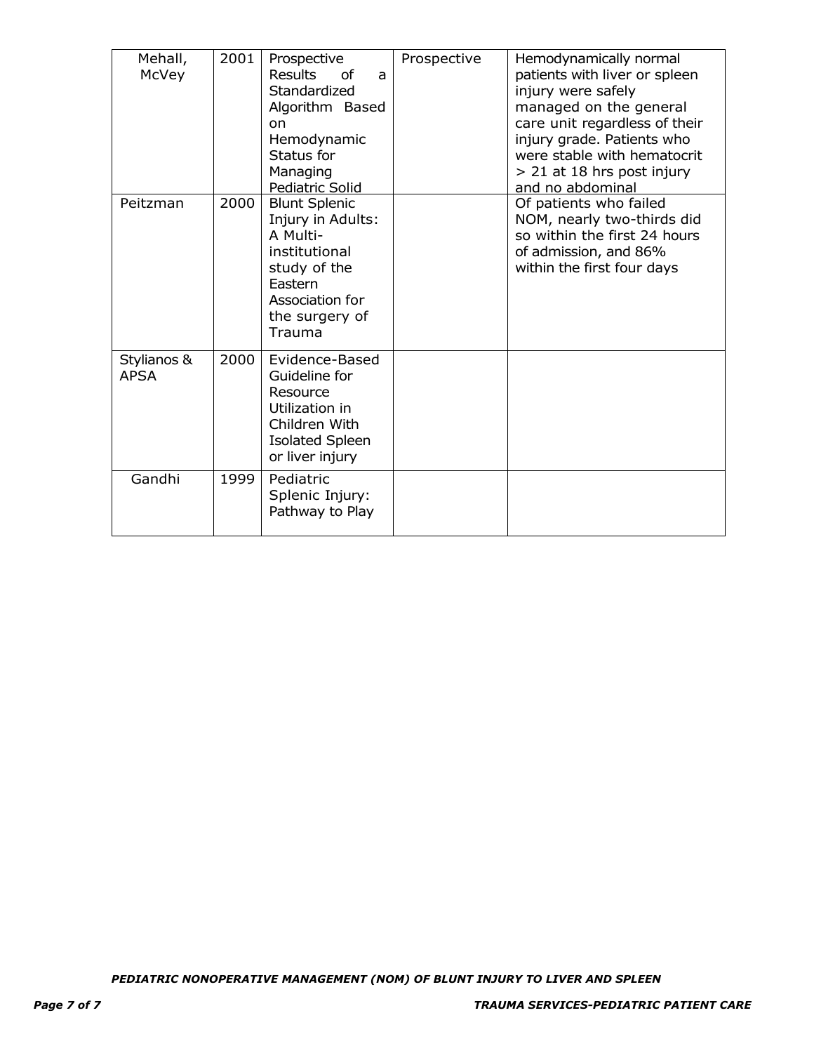| | | | | |
|---|---|---|---|---|
| Mehall, McVey | 2001 | Prospective Results of a Standardized Algorithm Based on Hemodynamic Status for Managing Pediatric Solid | Prospective | Hemodynamically normal patients with liver or spleen injury were safely managed on the general care unit regardless of their injury grade. Patients who were stable with hematocrit > 21 at 18 hrs post injury and no abdominal |
| Peitzman | 2000 | Blunt Splenic Injury in Adults: A Multi-institutional study of the Eastern Association for the surgery of Trauma | | Of patients who failed NOM, nearly two-thirds did so within the first 24 hours of admission, and 86% within the first four days |
| Stylianos & APSA | 2000 | Evidence-Based Guideline for Resource Utilization in Children With Isolated Spleen or liver injury | | |
| Gandhi | 1999 | Pediatric Splenic Injury: Pathway to Play | | |